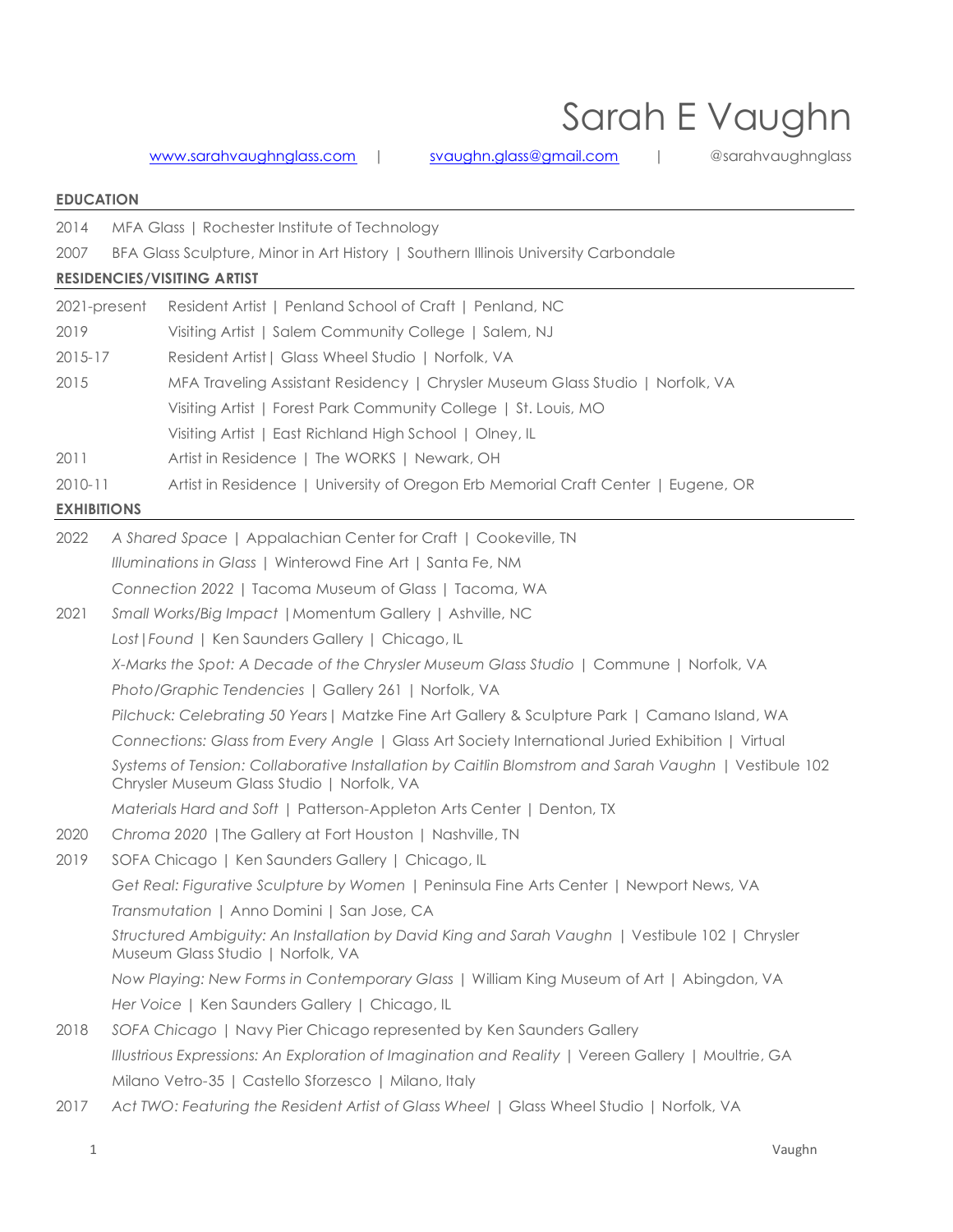# Sarah E Vaughn

www.sarahvaughnglass.com | svaughn.glass@gmail.com | @sarahvaughnglass

## EDUCATION

2014 MFA Glass | Rochester Institute of Technology

2007 BFA Glass Sculpture, Minor in Art History | Southern Illinois University Carbondale

## RESIDENCIES/VISITING ARTIST

2021-present Resident Artist | Penland School of Craft | Penland, NC

2019 Visiting Artist | Salem Community College | Salem, NJ

2015-17 Resident Artist | Glass Wheel Studio | Norfolk, VA

2015 MFA Traveling Assistant Residency | Chrysler Museum Glass Studio | Norfolk, VA

Visiting Artist | Forest Park Community College | St. Louis, MO

Visiting Artist | East Richland High School | Olney, IL

2011 Artist in Residence | The WORKS | Newark, OH

2010-11 Artist in Residence | University of Oregon Erb Memorial Craft Center | Eugene, OR

## EXHIBITIONS

2022 *A Shared Space* | Appalachian Center for Craft | Cookeville, TN

*Illuminations in Glass* | Winterowd Fine Art | Santa Fe, NM

*Connection 2022* | Tacoma Museum of Glass | Tacoma, WA

2021 *Small Works/Big Impact* | Momentum Gallery | Ashville, NC

*Lost|Found* | Ken Saunders Gallery | Chicago, IL

*X-Marks the Spot: A Decade of the Chrysler Museum Glass Studio* | Commune | Norfolk, VA

*Photo/Graphic Tendencies* | Gallery 261 | Norfolk, VA

*Pilchuck: Celebrating 50 Years* | Matzke Fine Art Gallery & Sculpture Park | Camano Island, WA

*Connections: Glass from Every Angle* | Glass Art Society International Juried Exhibition | Virtual

*Systems of Tension: Collaborative Installation by Caitlin Blomstrom and Sarah Vaughn* | Vestibule 102 Chrysler Museum Glass Studio | Norfolk, VA

*Materials Hard and Soft* | Patterson-Appleton Arts Center | Denton, TX

2020 *Chroma 2020* | The Gallery at Fort Houston | Nashville, TN

2019 SOFA Chicago | Ken Saunders Gallery | Chicago, IL

*Get Real: Figurative Sculpture by Women* | Peninsula Fine Arts Center | Newport News, VA

*Transmutation* | Anno Domini | San Jose, CA

*Structured Ambiguity: An Installation by David King and Sarah Vaughn* | Vestibule 102 | Chrysler Museum Glass Studio | Norfolk, VA

*Now Playing: New Forms in Contemporary Glass* | William King Museum of Art | Abingdon, VA

*Her Voice* | Ken Saunders Gallery | Chicago, IL

2018 *SOFA Chicago* | Navy Pier Chicago represented by Ken Saunders Gallery

*Illustrious Expressions: An Exploration of Imagination and Reality* | Vereen Gallery | Moultrie, GA

Milano Vetro-35 | Castello Sforzesco | Milano, Italy

2017 *Act TWO: Featuring the Resident Artist of Glass Wheel* | Glass Wheel Studio | Norfolk, VA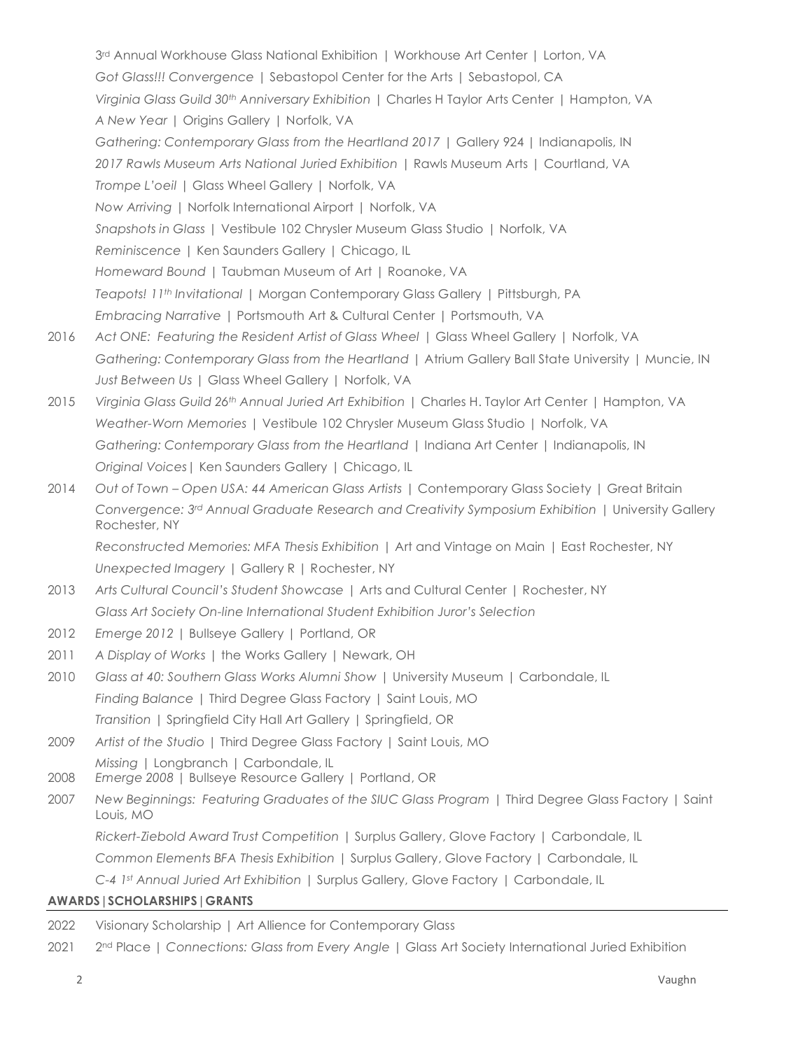3[rd] Annual Workhouse Glass National Exhibition | Workhouse Art Center | Lorton, VA

*Got Glass!!! Convergence* | Sebastopol Center for the Arts | Sebastopol, CA

*Virginia Glass Guild 30th Anniversary Exhibition* | Charles H Taylor Arts Center | Hampton, VA

*A New Year* | Origins Gallery | Norfolk, VA

*Gathering: Contemporary Glass from the Heartland 2017* | Gallery 924 | Indianapolis, IN

*2017 Rawls Museum Arts National Juried Exhibition* | Rawls Museum Arts | Courtland, VA

*Trompe L'oeil* | Glass Wheel Gallery | Norfolk, VA

*Now Arriving* | Norfolk International Airport | Norfolk, VA

*Snapshots in Glass* | Vestibule 102 Chrysler Museum Glass Studio | Norfolk, VA

*Reminiscence* | Ken Saunders Gallery | Chicago, IL

*Homeward Bound* | Taubman Museum of Art | Roanoke, VA

*Teapots! 11th Invitational* | Morgan Contemporary Glass Gallery | Pittsburgh, PA

*Embracing Narrative* | Portsmouth Art & Cultural Center | Portsmouth, VA

2016 *Act ONE: Featuring the Resident Artist of Glass Wheel* | Glass Wheel Gallery | Norfolk, VA

*Gathering: Contemporary Glass from the Heartland* | Atrium Gallery Ball State University | Muncie, IN

*Just Between Us* | Glass Wheel Gallery | Norfolk, VA

2015 *Virginia Glass Guild 26th Annual Juried Art Exhibition* | Charles H. Taylor Art Center | Hampton, VA

*Weather-Worn Memories* | Vestibule 102 Chrysler Museum Glass Studio | Norfolk, VA

*Gathering: Contemporary Glass from the Heartland* | Indiana Art Center | Indianapolis, IN

*Original Voices*| Ken Saunders Gallery | Chicago, IL

2014 *Out of Town – Open USA: 44 American Glass Artists* | Contemporary Glass Society | Great Britain

*Convergence: 3rd Annual Graduate Research and Creativity Symposium Exhibition* | University Gallery Rochester, NY

*Reconstructed Memories: MFA Thesis Exhibition* | Art and Vintage on Main | East Rochester, NY

*Unexpected Imagery* | Gallery R | Rochester, NY

2013 *Arts Cultural Council's Student Showcase* | Arts and Cultural Center | Rochester, NY

*Glass Art Society On-line International Student Exhibition Juror's Selection*

2012 *Emerge 2012* | Bullseye Gallery | Portland, OR

2011 *A Display of Works* | the Works Gallery | Newark, OH

2010 *Glass at 40: Southern Glass Works Alumni Show* | University Museum | Carbondale, IL

*Finding Balance* | Third Degree Glass Factory | Saint Louis, MO

*Transition* | Springfield City Hall Art Gallery | Springfield, OR

2009 *Artist of the Studio* | Third Degree Glass Factory | Saint Louis, MO

*Missing* | Longbranch | Carbondale, IL

2008 *Emerge 2008* | Bullseye Resource Gallery | Portland, OR

2007 *New Beginnings: Featuring Graduates of the SIUC Glass Program* | Third Degree Glass Factory | Saint Louis, MO

*Rickert-Ziebold Award Trust Competition* | Surplus Gallery, Glove Factory | Carbondale, IL

*Common Elements BFA Thesis Exhibition* | Surplus Gallery, Glove Factory | Carbondale, IL

*C-4 1st Annual Juried Art Exhibition* | Surplus Gallery, Glove Factory | Carbondale, IL

## AWARDS|SCHOLARSHIPS|GRANTS

2022 Visionary Scholarship | Art Allience for Contemporary Glass

2021 2[nd] Place | *Connections: Glass from Every Angle* | Glass Art Society International Juried Exhibition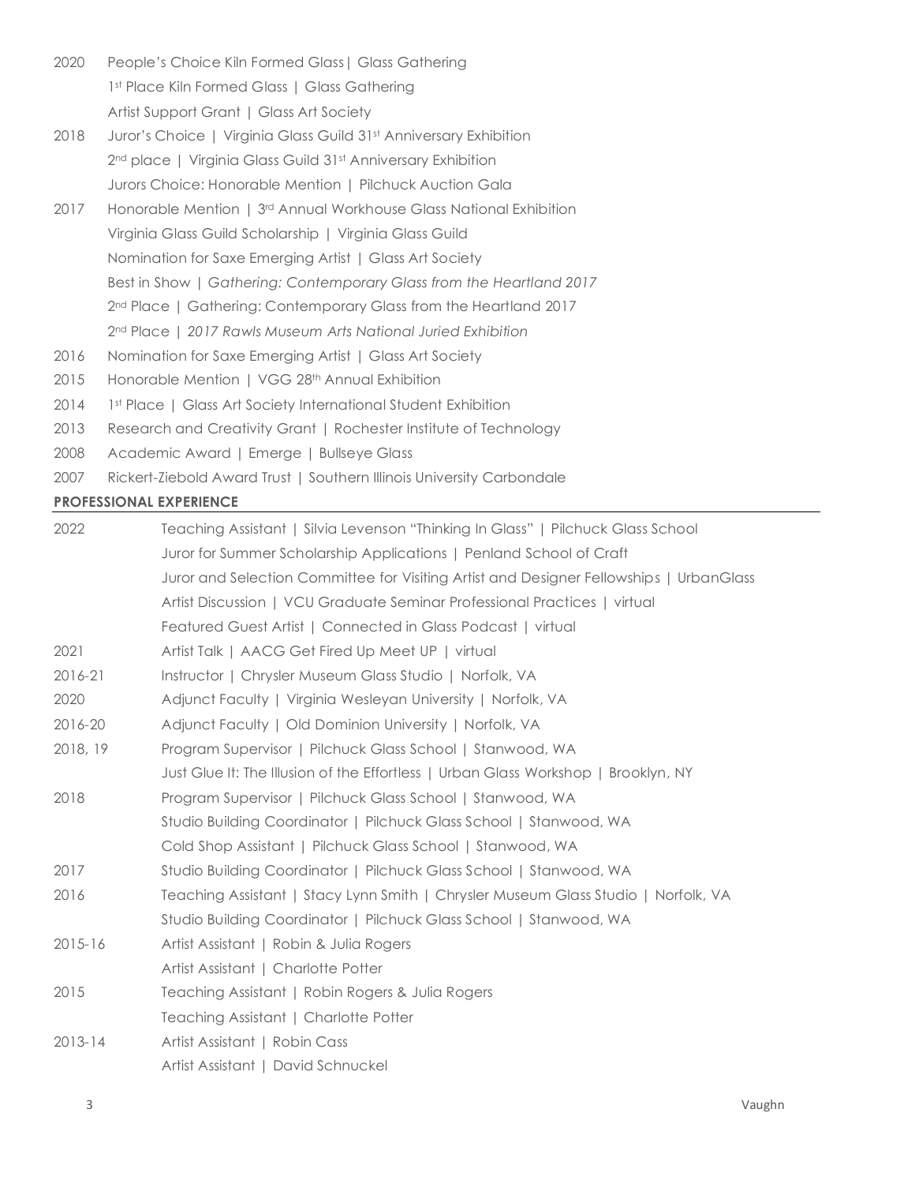2020 People's Choice Kiln Formed Glass| Glass Gathering
1st Place Kiln Formed Glass | Glass Gathering
Artist Support Grant | Glass Art Society

2018 Juror's Choice | Virginia Glass Guild 31st Anniversary Exhibition
2nd place | Virginia Glass Guild 31st Anniversary Exhibition
Jurors Choice: Honorable Mention | Pilchuck Auction Gala

2017 Honorable Mention | 3rd Annual Workhouse Glass National Exhibition
Virginia Glass Guild Scholarship | Virginia Glass Guild
Nomination for Saxe Emerging Artist | Glass Art Society
Best in Show | *Gathering: Contemporary Glass from the Heartland 2017*
2nd Place | Gathering: Contemporary Glass from the Heartland 2017
2nd Place | *2017 Rawls Museum Arts National Juried Exhibition*

2016 Nomination for Saxe Emerging Artist | Glass Art Society

2015 Honorable Mention | VGG 28th Annual Exhibition

2014 1st Place | Glass Art Society International Student Exhibition

2013 Research and Creativity Grant | Rochester Institute of Technology

2008 Academic Award | Emerge | Bullseye Glass

2007 Rickert-Ziebold Award Trust | Southern Illinois University Carbondale

**PROFESSIONAL EXPERIENCE**

2022 Teaching Assistant | Silvia Levenson "Thinking In Glass" | Pilchuck Glass School
Juror for Summer Scholarship Applications | Penland School of Craft
Juror and Selection Committee for Visiting Artist and Designer Fellowships | UrbanGlass
Artist Discussion | VCU Graduate Seminar Professional Practices | virtual
Featured Guest Artist | Connected in Glass Podcast | virtual

2021 Artist Talk | AACG Get Fired Up Meet UP | virtual

2016-21 Instructor | Chrysler Museum Glass Studio | Norfolk, VA

2020 Adjunct Faculty | Virginia Wesleyan University | Norfolk, VA

2016-20 Adjunct Faculty | Old Dominion University | Norfolk, VA

2018, 19 Program Supervisor | Pilchuck Glass School | Stanwood, WA
Just Glue It: The Illusion of the Effortless | Urban Glass Workshop | Brooklyn, NY

2018 Program Supervisor | Pilchuck Glass School | Stanwood, WA
Studio Building Coordinator | Pilchuck Glass School | Stanwood, WA
Cold Shop Assistant | Pilchuck Glass School | Stanwood, WA

2017 Studio Building Coordinator | Pilchuck Glass School | Stanwood, WA

2016 Teaching Assistant | Stacy Lynn Smith | Chrysler Museum Glass Studio | Norfolk, VA
Studio Building Coordinator | Pilchuck Glass School | Stanwood, WA

2015-16 Artist Assistant | Robin & Julia Rogers
Artist Assistant | Charlotte Potter

2015 Teaching Assistant | Robin Rogers & Julia Rogers
Teaching Assistant | Charlotte Potter

2013-14 Artist Assistant | Robin Cass
Artist Assistant | David Schnuckel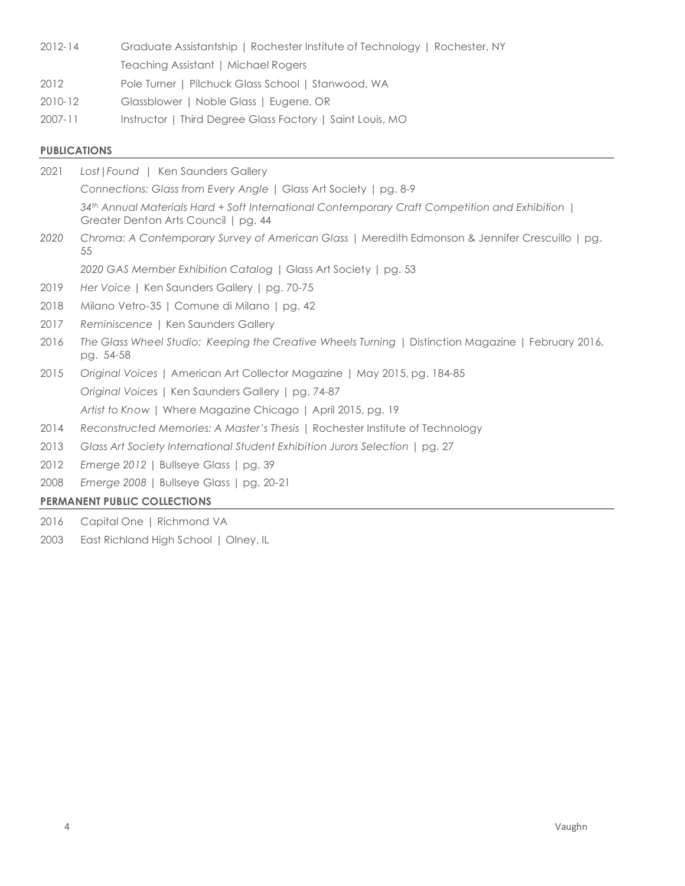2012-14 Graduate Assistantship | Rochester Institute of Technology | Rochester, NY

Teaching Assistant | Michael Rogers

2012 Pole Turner | Pilchuck Glass School | Stanwood, WA

2010-12 Glassblower | Noble Glass | Eugene, OR

2007-11 Instructor | Third Degree Glass Factory | Saint Louis, MO

## PUBLICATIONS

2021 *Lost|Found* | Ken Saunders Gallery

*Connections: Glass from Every Angle* | Glass Art Society | pg. 8-9

*34th Annual Materials Hard + Soft International Contemporary Craft Competition and Exhibition* | Greater Denton Arts Council | pg. 44

*2020* *Chroma: A Contemporary Survey of American Glass* | Meredith Edmonson & Jennifer Crescuillo | pg. 55

*2020 GAS Member Exhibition Catalog* | Glass Art Society | pg. 53

2019 *Her Voice* | Ken Saunders Gallery | pg. 70-75

2018 Milano Vetro-35 | Comune di Milano | pg. 42

2017 *Reminiscence* | Ken Saunders Gallery

2016 *The Glass Wheel Studio: Keeping the Creative Wheels Turning* | Distinction Magazine | February 2016, pg. 54-58

2015 *Original Voices* | American Art Collector Magazine | May 2015, pg. 184-85

*Original Voices* | Ken Saunders Gallery | pg. 74-87

*Artist to Know* | Where Magazine Chicago | April 2015, pg. 19

2014 *Reconstructed Memories: A Master's Thesis* | Rochester Institute of Technology

2013 *Glass Art Society International Student Exhibition Jurors Selection* | pg. 27

2012 *Emerge 2012* | Bullseye Glass | pg. 39

2008 *Emerge 2008* | Bullseye Glass | pg. 20-21

## PERMANENT PUBLIC COLLECTIONS

2016 Capital One | Richmond VA

2003 East Richland High School | Olney, IL